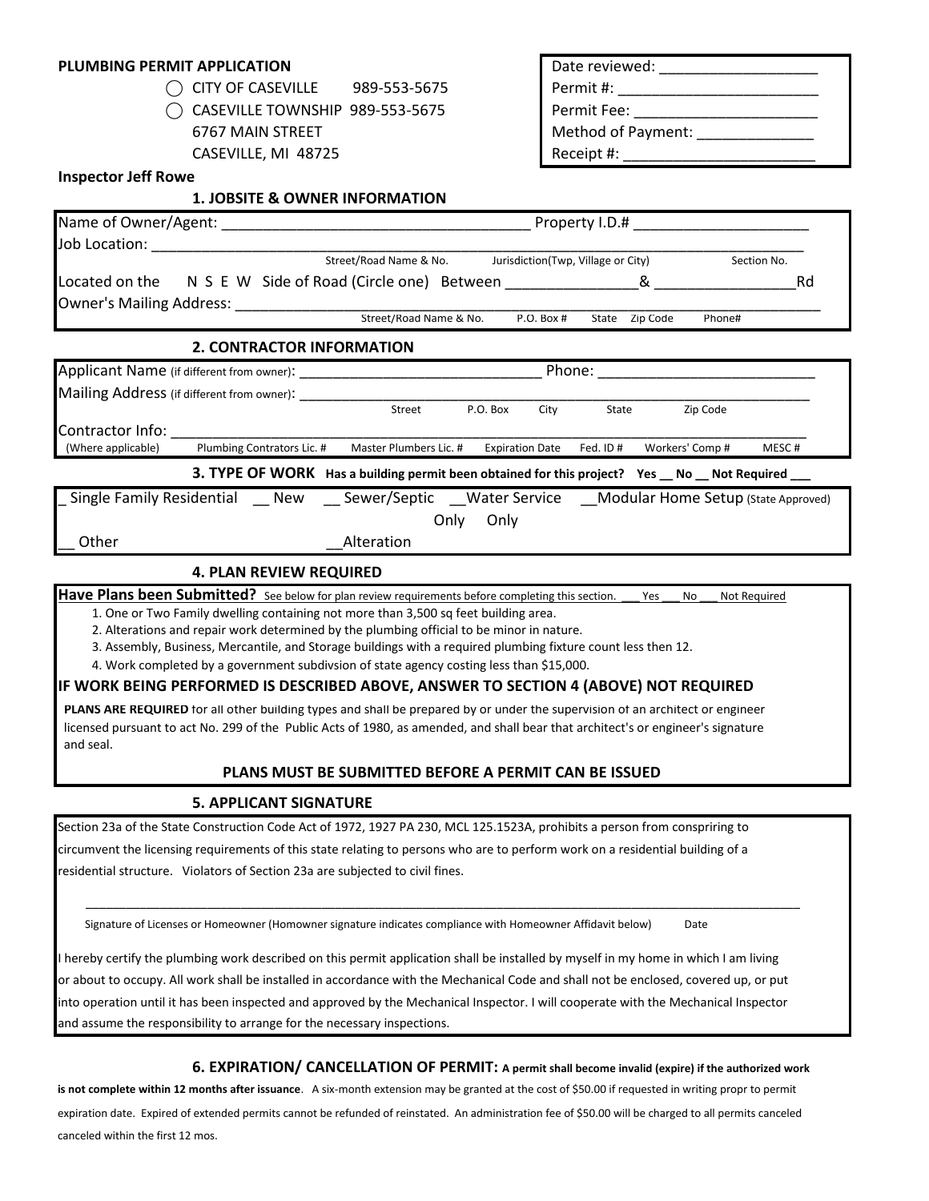**PLUMBING PERMIT APPLICATION**

◯ CITY OF CASEVILLE 989-553-5675
◯ CASEVILLE TOWNSHIP 989-553-5675
6767 MAIN STREET
CASEVILLE, MI 48725

Date reviewed: ___________________
Permit #: ________________________
Permit Fee: ______________________
Method of Payment: ______________
Receipt #: _______________________

**Inspector Jeff Rowe**

## 1. JOBSITE & OWNER INFORMATION

Name of Owner/Agent: ______________________________________ Property I.D.# ____________________

Job Location: ______________________________________________________________________________
Street/Road Name & No. Jurisdiction(Twp, Village or City) Section No.

Located on the N S E W Side of Road (Circle one) Between ________________& _________________Rd

Owner's Mailing Address: ____________________________________________________________________
Street/Road Name & No. P.O. Box # State Zip Code Phone#

## 2. CONTRACTOR INFORMATION

Applicant Name (if different from owner): _____________________________ Phone: __________________________

Mailing Address (if different from owner): _______________________________________________________________
Street P.O. Box City State Zip Code

Contractor Info: ____________________________________________________________________________________
(Where applicable) Plumbing Contrators Lic. # Master Plumbers Lic. # Expiration Date Fed. ID # Workers' Comp # MESC #

## 3. TYPE OF WORK Has a building permit been obtained for this project? Yes __ No __ Not Required ___

_ Single Family Residential __ New __ Sewer/Septic Only __Water Service Only __Modular Home Setup (State Approved)

__ Other __Alteration

## 4. PLAN REVIEW REQUIRED

**Have Plans been Submitted?** See below for plan review requirements before completing this section. ___ Yes ___ No ___ Not Required

1. One or Two Family dwelling containing not more than 3,500 sq feet building area.
2. Alterations and repair work determined by the plumbing official to be minor in nature.
3. Assembly, Business, Mercantile, and Storage buildings with a required plumbing fixture count less then 12.
4. Work completed by a government subdivsion of state agency costing less than $15,000.

**IF WORK BEING PERFORMED IS DESCRIBED ABOVE, ANSWER TO SECTION 4 (ABOVE) NOT REQUIRED**

**PLANS ARE REQUIRED** for all other building types and shall be prepared by or under the supervision of an architect or engineer licensed pursuant to act No. 299 of the Public Acts of 1980, as amended, and shall bear that architect's or engineer's signature and seal.

**PLANS MUST BE SUBMITTED BEFORE A PERMIT CAN BE ISSUED**

## 5. APPLICANT SIGNATURE

Section 23a of the State Construction Code Act of 1972, 1927 PA 230, MCL 125.1523A, prohibits a person from conspriring to circumvent the licensing requirements of this state relating to persons who are to perform work on a residential building of a residential structure. Violators of Section 23a are subjected to civil fines.

______________________________________________________________________________________________

Signature of Licenses or Homeowner (Homowner signature indicates compliance with Homeowner Affidavit below) Date

I hereby certify the plumbing work described on this permit application shall be installed by myself in my home in which I am living or about to occupy. All work shall be installed in accordance with the Mechanical Code and shall not be enclosed, covered up, or put into operation until it has been inspected and approved by the Mechanical Inspector. I will cooperate with the Mechanical Inspector and assume the responsibility to arrange for the necessary inspections.

## 6. EXPIRATION/ CANCELLATION OF PERMIT: A permit shall become invalid (expire) if the authorized work is not complete within 12 months after issuance.

A six-month extension may be granted at the cost of $50.00 if requested in writing propr to permit expiration date. Expired of extended permits cannot be refunded of reinstated. An administration fee of $50.00 will be charged to all permits canceled canceled within the first 12 mos.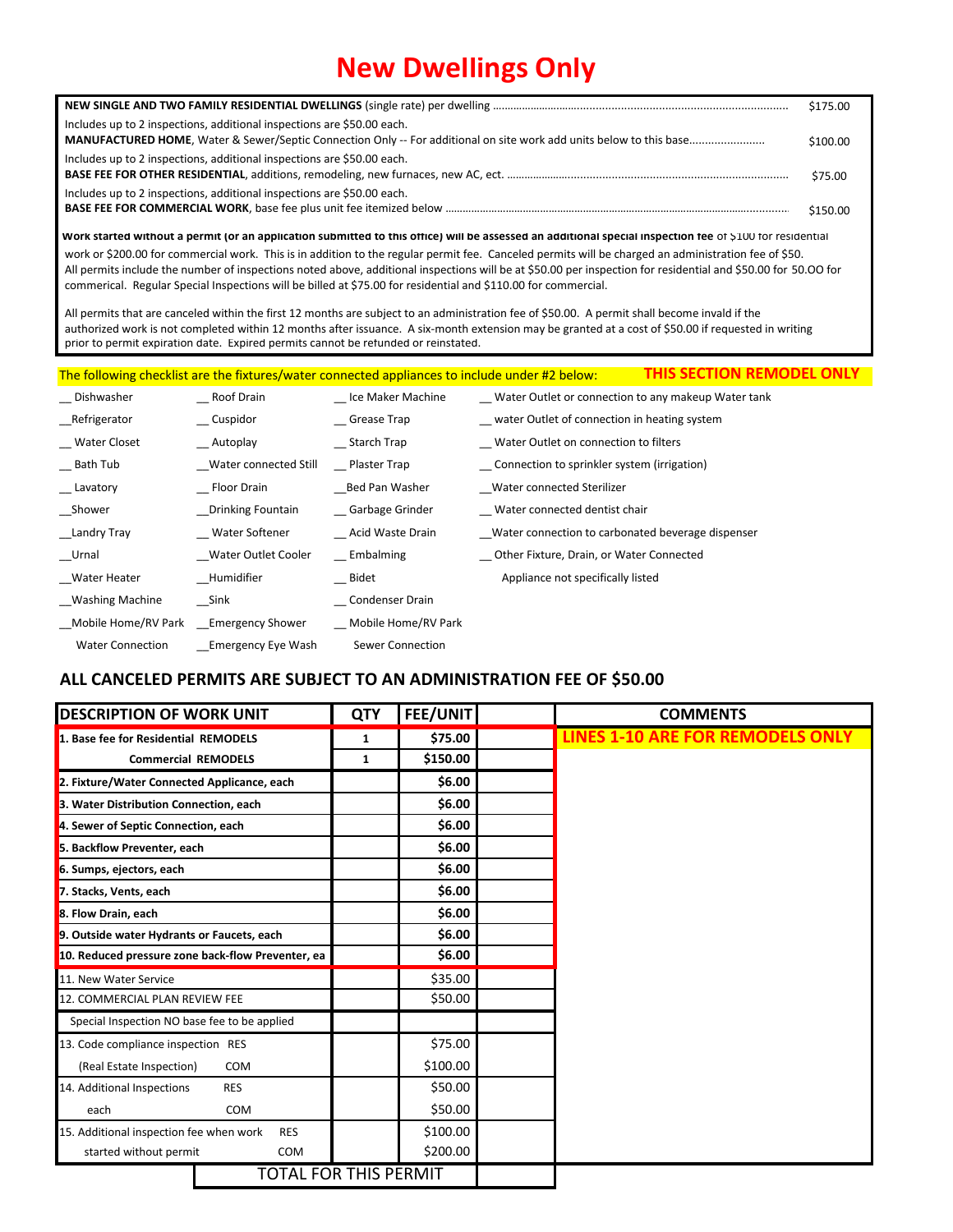# New Dwellings Only

| | |
|---|---|
| **NEW SINGLE AND TWO FAMILY RESIDENTIAL DWELLINGS** (single rate) per dwelling ................................................................................................ | $175.00 |
| Includes up to 2 inspections, additional inspections are $50.00 each. **MANUFACTURED HOME**, Water & Sewer/Septic Connection Only -- For additional on site work add units below to this base........................ | $100.00 |
| Includes up to 2 inspections, additional inspections are $50.00 each. **BASE FEE FOR OTHER RESIDENTIAL**, additions, remodeling, new furnaces, new AC, ect. ........................................................................................... | $75.00 |
| Includes up to 2 inspections, additional inspections are $50.00 each. **BASE FEE FOR COMMERCIAL WORK**, base fee plus unit fee itemized below ..................................................................................................... | $150.00 |

**Work started without a permit (or an application submitted to this office) will be assessed an additional special inspection fee** of $100 for residential work or $200.00 for commercial work. This is in addition to the regular permit fee. Canceled permits will be charged an administration fee of $50. All permits include the number of inspections noted above, additional inspections will be at $50.00 per inspection for residential and $50.00 for 50.OO for commerical. Regular Special Inspections will be billed at $75.00 for residential and $110.00 for commercial.

All permits that are canceled within the first 12 months are subject to an administration fee of $50.00. A permit shall become invald if the authorized work is not completed within 12 months after issuance. A six-month extension may be granted at a cost of $50.00 if requested in writing prior to permit expiration date. Expired permits cannot be refunded or reinstated.

The following checklist are the fixtures/water connected appliances to include under #2 below: **THIS SECTION REMODEL ONLY**

| | | | |
|---|---|---|---|
| __ Dishwasher | __ Roof Drain | __ Ice Maker Machine | __ Water Outlet or connection to any makeup Water tank |
| __Refrigerator | __ Cuspidor | __ Grease Trap | __ water Outlet of connection in heating system |
| __ Water Closet | __ Autoplay | __ Starch Trap | __ Water Outlet on connection to filters |
| __ Bath Tub | __Water connected Still | __ Plaster Trap | __ Connection to sprinkler system (irrigation) |
| __ Lavatory | __ Floor Drain | __Bed Pan Washer | __Water connected Sterilizer |
| __Shower | __Drinking Fountain | __ Garbage Grinder | __ Water connected dentist chair |
| __Landry Tray | __ Water Softener | __ Acid Waste Drain | __Water connection to carbonated beverage dispenser |
| __Urnal | __Water Outlet Cooler | __ Embalming | __ Other Fixture, Drain, or Water Connected Appliance not specifically listed |
| __Water Heater | __Humidifier | __ Bidet | |
| __Washing Machine | __Sink | __ Condenser Drain | |
| __Mobile Home/RV Park Water Connection | __Emergency Shower | __ Mobile Home/RV Park Sewer Connection | |
| | __Emergency Eye Wash | | |

## ALL CANCELED PERMITS ARE SUBJECT TO AN ADMINISTRATION FEE OF $50.00

| DESCRIPTION OF WORK UNIT | QTY | FEE/UNIT | | COMMENTS |
|---|---|---|---|---|
| **1. Base fee for Residential REMODELS** | 1 | **$75.00** | | **LINES 1-10 ARE FOR REMODELS ONLY** |
| **Commercial REMODELS** | 1 | **$150.00** | | |
| **2. Fixture/Water Connected Applicance, each** | | **$6.00** | | |
| **3. Water Distribution Connection, each** | | **$6.00** | | |
| **4. Sewer of Septic Connection, each** | | **$6.00** | | |
| **5. Backflow Preventer, each** | | **$6.00** | | |
| **6. Sumps, ejectors, each** | | **$6.00** | | |
| **7. Stacks, Vents, each** | | **$6.00** | | |
| **8. Flow Drain, each** | | **$6.00** | | |
| **9. Outside water Hydrants or Faucets, each** | | **$6.00** | | |
| **10. Reduced pressure zone back-flow Preventer, ea** | | **$6.00** | | |
| 11. New Water Service | | $35.00 | | |
| 12. COMMERCIAL PLAN REVIEW FEE | | $50.00 | | |
| Special Inspection NO base fee to be applied | | | | |
| 13. Code compliance inspection RES | | $75.00 | | |
| (Real Estate Inspection) COM | | $100.00 | | |
| 14. Additional Inspections RES | | $50.00 | | |
| each COM | | $50.00 | | |
| 15. Additional inspection fee when work RES | | $100.00 | | |
| started without permit COM | | $200.00 | | |
| TOTAL FOR THIS PERMIT | | | | |